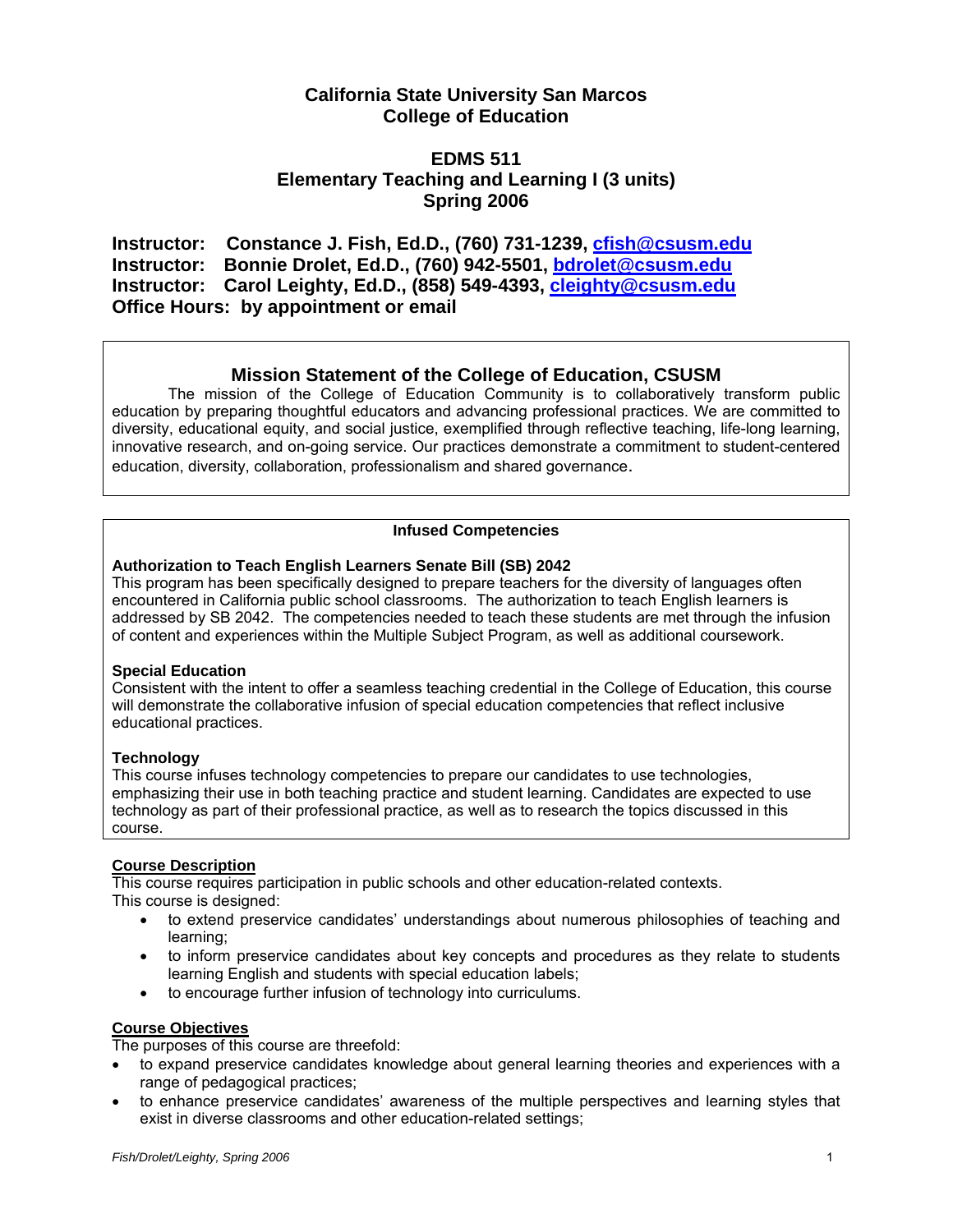# California State University San Marcos
# College of Education

## EDMS 511
## Elementary Teaching and Learning I (3 units)
## Spring 2006

**Instructor: Constance J. Fish, Ed.D., (760) 731-1239, cfish@csusm.edu**
**Instructor: Bonnie Drolet, Ed.D., (760) 942-5501, bdrolet@csusm.edu**
**Instructor: Carol Leighty, Ed.D., (858) 549-4393, cleighty@csusm.edu**
**Office Hours: by appointment or email**

## Mission Statement of the College of Education, CSUSM

The mission of the College of Education Community is to collaboratively transform public education by preparing thoughtful educators and advancing professional practices. We are committed to diversity, educational equity, and social justice, exemplified through reflective teaching, life-long learning, innovative research, and on-going service. Our practices demonstrate a commitment to student-centered education, diversity, collaboration, professionalism and shared governance.

### Infused Competencies

**Authorization to Teach English Learners Senate Bill (SB) 2042**
This program has been specifically designed to prepare teachers for the diversity of languages often encountered in California public school classrooms. The authorization to teach English learners is addressed by SB 2042. The competencies needed to teach these students are met through the infusion of content and experiences within the Multiple Subject Program, as well as additional coursework.

**Special Education**
Consistent with the intent to offer a seamless teaching credential in the College of Education, this course will demonstrate the collaborative infusion of special education competencies that reflect inclusive educational practices.

**Technology**
This course infuses technology competencies to prepare our candidates to use technologies, emphasizing their use in both teaching practice and student learning. Candidates are expected to use technology as part of their professional practice, as well as to research the topics discussed in this course.

**Course Description**

This course requires participation in public schools and other education-related contexts.
This course is designed:

- to extend preservice candidates' understandings about numerous philosophies of teaching and learning;
- to inform preservice candidates about key concepts and procedures as they relate to students learning English and students with special education labels;
- to encourage further infusion of technology into curriculums.

**Course Objectives**

The purposes of this course are threefold:

- to expand preservice candidates knowledge about general learning theories and experiences with a range of pedagogical practices;
- to enhance preservice candidates' awareness of the multiple perspectives and learning styles that exist in diverse classrooms and other education-related settings;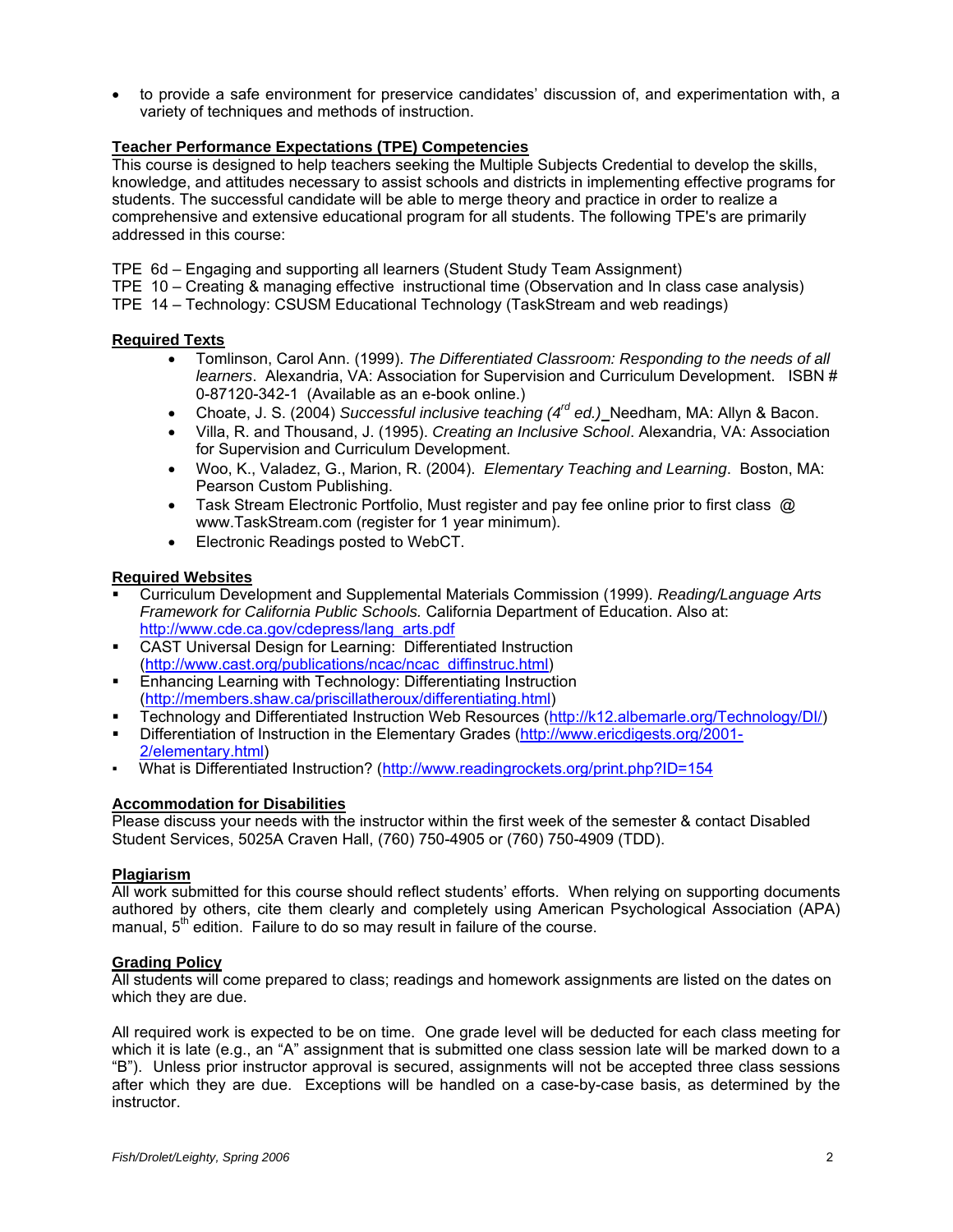- to provide a safe environment for preservice candidates' discussion of, and experimentation with, a variety of techniques and methods of instruction.

**Teacher Performance Expectations (TPE) Competencies**

This course is designed to help teachers seeking the Multiple Subjects Credential to develop the skills, knowledge, and attitudes necessary to assist schools and districts in implementing effective programs for students. The successful candidate will be able to merge theory and practice in order to realize a comprehensive and extensive educational program for all students. The following TPE's are primarily addressed in this course:

TPE 6d – Engaging and supporting all learners (Student Study Team Assignment)
TPE 10 – Creating & managing effective instructional time (Observation and In class case analysis)
TPE 14 – Technology: CSUSM Educational Technology (TaskStream and web readings)

**Required Texts**

- Tomlinson, Carol Ann. (1999). *The Differentiated Classroom: Responding to the needs of all learners*. Alexandria, VA: Association for Supervision and Curriculum Development. ISBN # 0-87120-342-1 (Available as an e-book online.)
- Choate, J. S. (2004) *Successful inclusive teaching (4rd ed.)* Needham, MA: Allyn & Bacon.
- Villa, R. and Thousand, J. (1995). *Creating an Inclusive School*. Alexandria, VA: Association for Supervision and Curriculum Development.
- Woo, K., Valadez, G., Marion, R. (2004). *Elementary Teaching and Learning*. Boston, MA: Pearson Custom Publishing.
- Task Stream Electronic Portfolio, Must register and pay fee online prior to first class @ www.TaskStream.com (register for 1 year minimum).
- Electronic Readings posted to WebCT.

**Required Websites**

- Curriculum Development and Supplemental Materials Commission (1999). *Reading/Language Arts Framework for California Public Schools.* California Department of Education. Also at: http://www.cde.ca.gov/cdepress/lang_arts.pdf
- CAST Universal Design for Learning: Differentiated Instruction (http://www.cast.org/publications/ncac/ncac_diffinstruc.html)
- Enhancing Learning with Technology: Differentiating Instruction (http://members.shaw.ca/priscillatheroux/differentiating.html)
- Technology and Differentiated Instruction Web Resources (http://k12.albemarle.org/Technology/DI/)
- Differentiation of Instruction in the Elementary Grades (http://www.ericdigests.org/2001-2/elementary.html)
- What is Differentiated Instruction? (http://www.readingrockets.org/print.php?ID=154

**Accommodation for Disabilities**

Please discuss your needs with the instructor within the first week of the semester & contact Disabled Student Services, 5025A Craven Hall, (760) 750-4905 or (760) 750-4909 (TDD).

**Plagiarism**

All work submitted for this course should reflect students' efforts. When relying on supporting documents authored by others, cite them clearly and completely using American Psychological Association (APA) manual, 5th edition. Failure to do so may result in failure of the course.

**Grading Policy**

All students will come prepared to class; readings and homework assignments are listed on the dates on which they are due.

All required work is expected to be on time. One grade level will be deducted for each class meeting for which it is late (e.g., an "A" assignment that is submitted one class session late will be marked down to a "B"). Unless prior instructor approval is secured, assignments will not be accepted three class sessions after which they are due. Exceptions will be handled on a case-by-case basis, as determined by the instructor.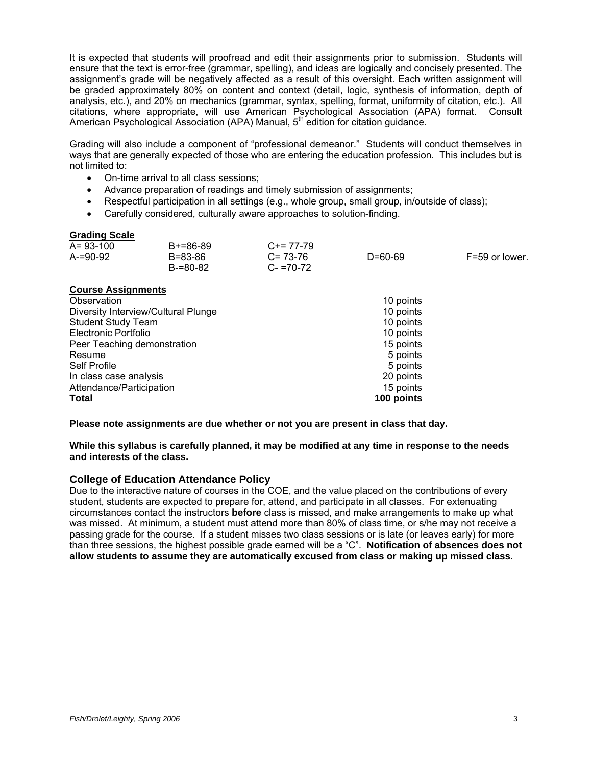It is expected that students will proofread and edit their assignments prior to submission. Students will ensure that the text is error-free (grammar, spelling), and ideas are logically and concisely presented. The assignment's grade will be negatively affected as a result of this oversight. Each written assignment will be graded approximately 80% on content and context (detail, logic, synthesis of information, depth of analysis, etc.), and 20% on mechanics (grammar, syntax, spelling, format, uniformity of citation, etc.). All citations, where appropriate, will use American Psychological Association (APA) format. Consult American Psychological Association (APA) Manual, 5th edition for citation guidance.

Grading will also include a component of "professional demeanor." Students will conduct themselves in ways that are generally expected of those who are entering the education profession. This includes but is not limited to:

- On-time arrival to all class sessions;
- Advance preparation of readings and timely submission of assignments;
- Respectful participation in all settings (e.g., whole group, small group, in/outside of class);
- Carefully considered, culturally aware approaches to solution-finding.

**Grading Scale**

| | | | | |
|---|---|---|---|---|
| A= 93-100 | B+=86-89 | C+= 77-79 | | |
| A-=90-92 | B=83-86 | C= 73-76 | D=60-69 | F=59 or lower. |
| | B-=80-82 | C- =70-72 | | |

**Course Assignments**

| | |
|---|---|
| Observation | 10 points |
| Diversity Interview/Cultural Plunge | 10 points |
| Student Study Team | 10 points |
| Electronic Portfolio | 10 points |
| Peer Teaching demonstration | 15 points |
| Resume | 5 points |
| Self Profile | 5 points |
| In class case analysis | 20 points |
| Attendance/Participation | 15 points |
| **Total** | **100 points** |

**Please note assignments are due whether or not you are present in class that day.**

**While this syllabus is carefully planned, it may be modified at any time in response to the needs and interests of the class.**

## College of Education Attendance Policy

Due to the interactive nature of courses in the COE, and the value placed on the contributions of every student, students are expected to prepare for, attend, and participate in all classes. For extenuating circumstances contact the instructors **before** class is missed, and make arrangements to make up what was missed. At minimum, a student must attend more than 80% of class time, or s/he may not receive a passing grade for the course. If a student misses two class sessions or is late (or leaves early) for more than three sessions, the highest possible grade earned will be a "C". **Notification of absences does not allow students to assume they are automatically excused from class or making up missed class.**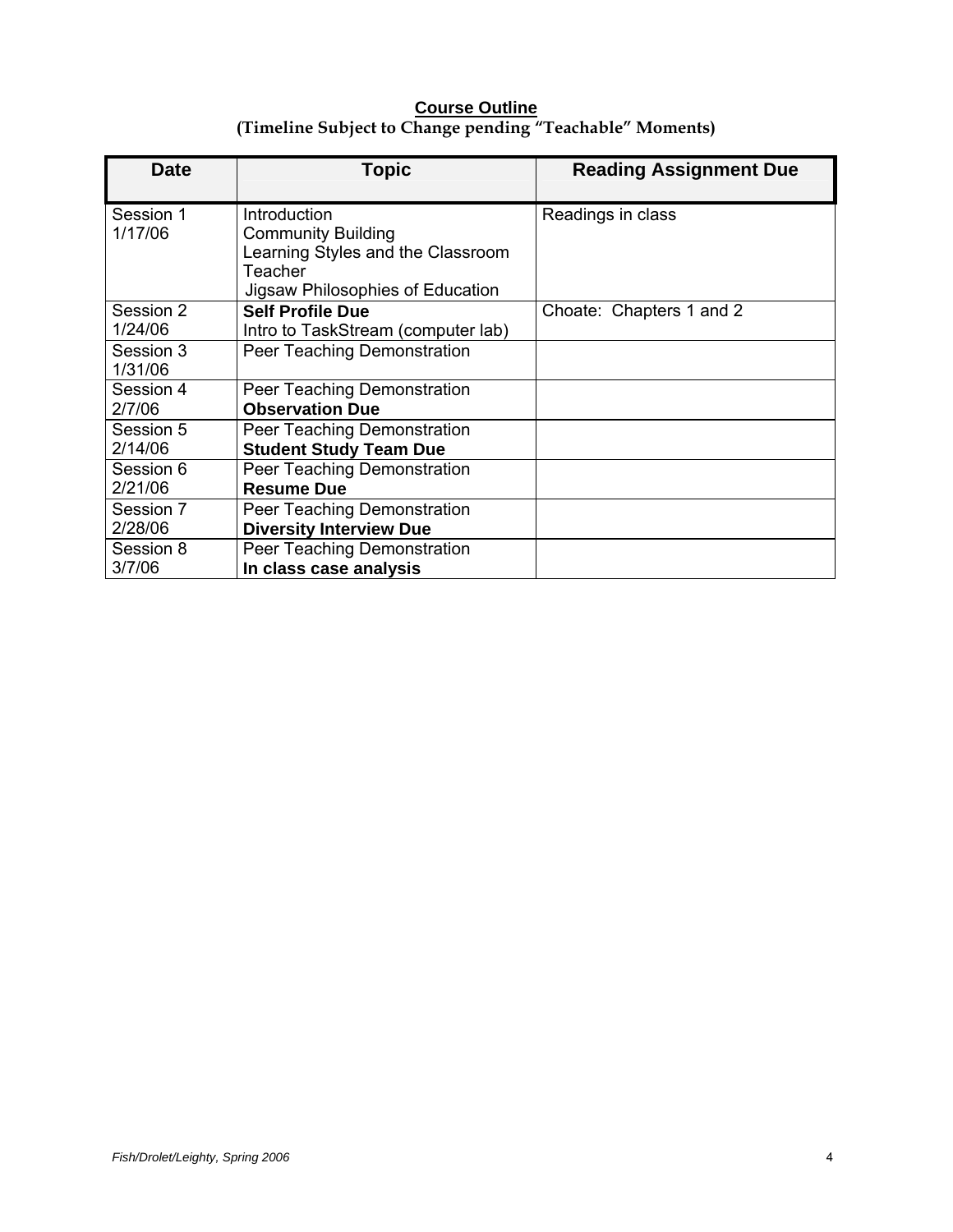**Course Outline**
**(Timeline Subject to Change pending "Teachable" Moments)**

| Date | Topic | Reading Assignment Due |
|---|---|---|
| Session 1 1/17/06 | Introduction<br>Community Building<br>Learning Styles and the Classroom Teacher<br>Jigsaw Philosophies of Education | Readings in class |
| Session 2 1/24/06 | **Self Profile Due**<br>Intro to TaskStream (computer lab) | Choate: Chapters 1 and 2 |
| Session 3 1/31/06 | Peer Teaching Demonstration | |
| Session 4 2/7/06 | Peer Teaching Demonstration<br>**Observation Due** | |
| Session 5 2/14/06 | Peer Teaching Demonstration<br>**Student Study Team Due** | |
| Session 6 2/21/06 | Peer Teaching Demonstration<br>**Resume Due** | |
| Session 7 2/28/06 | Peer Teaching Demonstration<br>**Diversity Interview Due** | |
| Session 8 3/7/06 | Peer Teaching Demonstration<br>**In class case analysis** | |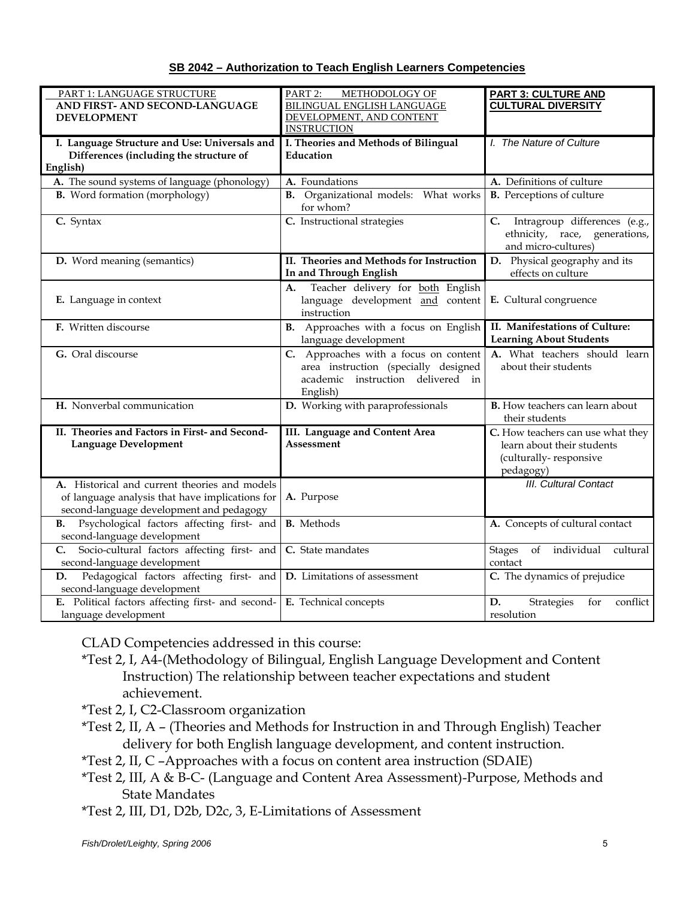**SB 2042 – Authorization to Teach English Learners Competencies**

| PART 1: LANGUAGE STRUCTURE AND FIRST- AND SECOND-LANGUAGE DEVELOPMENT | PART 2: METHODOLOGY OF BILINGUAL ENGLISH LANGUAGE DEVELOPMENT, AND CONTENT INSTRUCTION | PART 3: CULTURE AND CULTURAL DIVERSITY |
|---|---|---|
| **I. Language Structure and Use: Universals and Differences (including the structure of English)** | **I. Theories and Methods of Bilingual Education** | *I. The Nature of Culture* |
| **A.** The sound systems of language (phonology) | **A.** Foundations | **A.** Definitions of culture |
| **B.** Word formation (morphology) | **B.** Organizational models: What works for whom? | **B.** Perceptions of culture |
| **C.** Syntax | **C.** Instructional strategies | **C.** Intragroup differences (e.g., ethnicity, race, generations, and micro-cultures) |
| **D.** Word meaning (semantics) | **II. Theories and Methods for Instruction In and Through English** | **D.** Physical geography and its effects on culture |
| **E.** Language in context | **A.** Teacher delivery for both English language development and content instruction | **E.** Cultural congruence |
| **F.** Written discourse | **B.** Approaches with a focus on English language development | **II. Manifestations of Culture: Learning About Students** |
| **G.** Oral discourse | **C.** Approaches with a focus on content area instruction (specially designed academic instruction delivered in English) | **A.** What teachers should learn about their students |
| **H.** Nonverbal communication | **D.** Working with paraprofessionals | **B.** How teachers can learn about their students |
| **II. Theories and Factors in First- and Second-Language Development** | **III. Language and Content Area Assessment** | **C.** How teachers can use what they learn about their students (culturally- responsive pedagogy) |
| **A.** Historical and current theories and models of language analysis that have implications for second-language development and pedagogy | **A.** Purpose | *III. Cultural Contact* |
| **B.** Psychological factors affecting first- and second-language development | **B.** Methods | **A.** Concepts of cultural contact |
| **C.** Socio-cultural factors affecting first- and second-language development | **C.** State mandates | Stages of individual cultural contact |
| **D.** Pedagogical factors affecting first- and second-language development | **D.** Limitations of assessment | **C.** The dynamics of prejudice |
| **E.** Political factors affecting first- and second-language development | **E.** Technical concepts | **D.** Strategies for conflict resolution |

CLAD Competencies addressed in this course:

*Test 2, I, A4-(Methodology of Bilingual, English Language Development and Content Instruction) The relationship between teacher expectations and student achievement.

*Test 2, I, C2-Classroom organization

*Test 2, II, A – (Theories and Methods for Instruction in and Through English) Teacher delivery for both English language development, and content instruction.

*Test 2, II, C –Approaches with a focus on content area instruction (SDAIE)

*Test 2, III, A & B-C- (Language and Content Area Assessment)-Purpose, Methods and State Mandates

*Test 2, III, D1, D2b, D2c, 3, E-Limitations of Assessment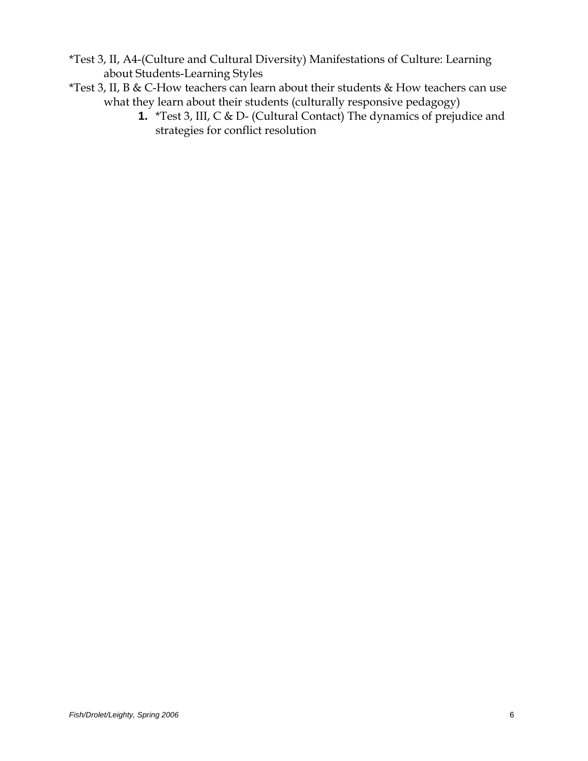*Test 3, II, A4-(Culture and Cultural Diversity) Manifestations of Culture: Learning about Students-Learning Styles

*Test 3, II, B & C-How teachers can learn about their students & How teachers can use what they learn about their students (culturally responsive pedagogy)

1. *Test 3, III, C & D- (Cultural Contact) The dynamics of prejudice and strategies for conflict resolution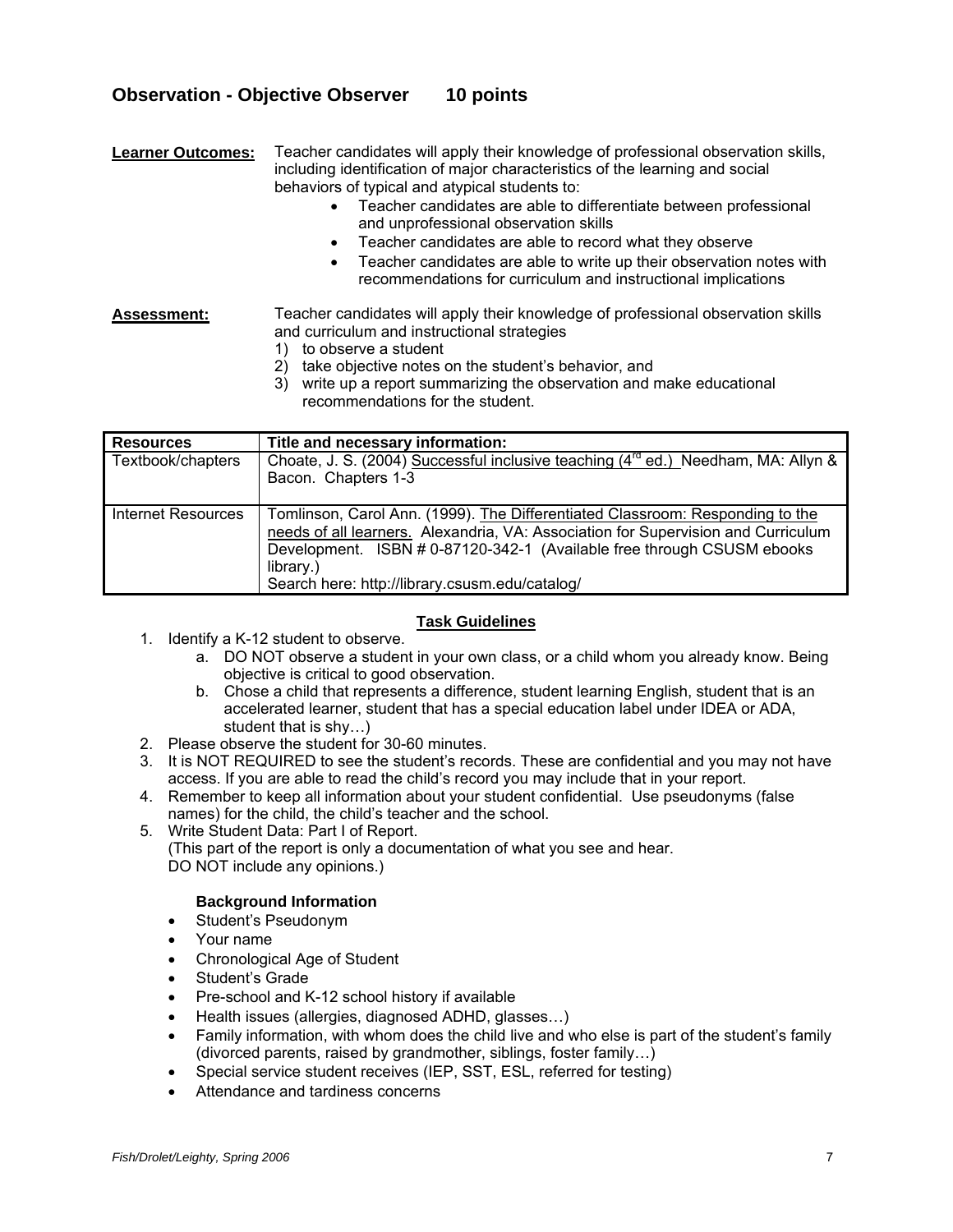## Observation - Objective Observer 10 points

**Learner Outcomes:** Teacher candidates will apply their knowledge of professional observation skills, including identification of major characteristics of the learning and social behaviors of typical and atypical students to:

- Teacher candidates are able to differentiate between professional and unprofessional observation skills
- Teacher candidates are able to record what they observe
- Teacher candidates are able to write up their observation notes with recommendations for curriculum and instructional implications

**Assessment:** Teacher candidates will apply their knowledge of professional observation skills and curriculum and instructional strategies

1) to observe a student
2) take objective notes on the student's behavior, and
3) write up a report summarizing the observation and make educational recommendations for the student.

| Resources | Title and necessary information: |
| --- | --- |
| Textbook/chapters | Choate, J. S. (2004) Successful inclusive teaching (4th ed.) Needham, MA: Allyn & Bacon. Chapters 1-3 |
| Internet Resources | Tomlinson, Carol Ann. (1999). The Differentiated Classroom: Responding to the needs of all learners. Alexandria, VA: Association for Supervision and Curriculum Development. ISBN # 0-87120-342-1 (Available free through CSUSM ebooks library.) Search here: http://library.csusm.edu/catalog/ |

### Task Guidelines

1. Identify a K-12 student to observe.
   a. DO NOT observe a student in your own class, or a child whom you already know. Being objective is critical to good observation.
   b. Chose a child that represents a difference, student learning English, student that is an accelerated learner, student that has a special education label under IDEA or ADA, student that is shy…)
2. Please observe the student for 30-60 minutes.
3. It is NOT REQUIRED to see the student's records. These are confidential and you may not have access. If you are able to read the child's record you may include that in your report.
4. Remember to keep all information about your student confidential. Use pseudonyms (false names) for the child, the child's teacher and the school.
5. Write Student Data: Part I of Report.
   (This part of the report is only a documentation of what you see and hear.
   DO NOT include any opinions.)

   **Background Information**

   - Student's Pseudonym
   - Your name
   - Chronological Age of Student
   - Student's Grade
   - Pre-school and K-12 school history if available
   - Health issues (allergies, diagnosed ADHD, glasses…)
   - Family information, with whom does the child live and who else is part of the student's family (divorced parents, raised by grandmother, siblings, foster family…)
   - Special service student receives (IEP, SST, ESL, referred for testing)
   - Attendance and tardiness concerns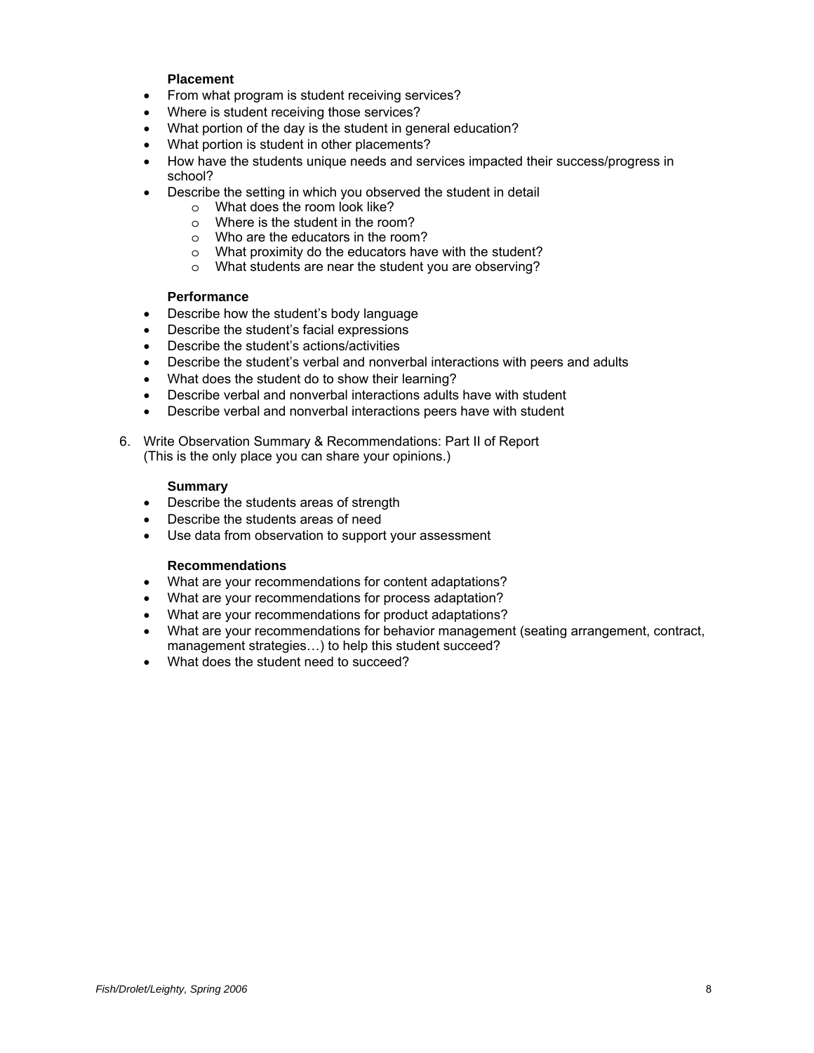**Placement**

- From what program is student receiving services?
- Where is student receiving those services?
- What portion of the day is the student in general education?
- What portion is student in other placements?
- How have the students unique needs and services impacted their success/progress in school?
- Describe the setting in which you observed the student in detail
    - What does the room look like?
    - Where is the student in the room?
    - Who are the educators in the room?
    - What proximity do the educators have with the student?
    - What students are near the student you are observing?

**Performance**

- Describe how the student's body language
- Describe the student's facial expressions
- Describe the student's actions/activities
- Describe the student's verbal and nonverbal interactions with peers and adults
- What does the student do to show their learning?
- Describe verbal and nonverbal interactions adults have with student
- Describe verbal and nonverbal interactions peers have with student

6. Write Observation Summary & Recommendations: Part II of Report
   (This is the only place you can share your opinions.)

**Summary**

- Describe the students areas of strength
- Describe the students areas of need
- Use data from observation to support your assessment

**Recommendations**

- What are your recommendations for content adaptations?
- What are your recommendations for process adaptation?
- What are your recommendations for product adaptations?
- What are your recommendations for behavior management (seating arrangement, contract, management strategies…) to help this student succeed?
- What does the student need to succeed?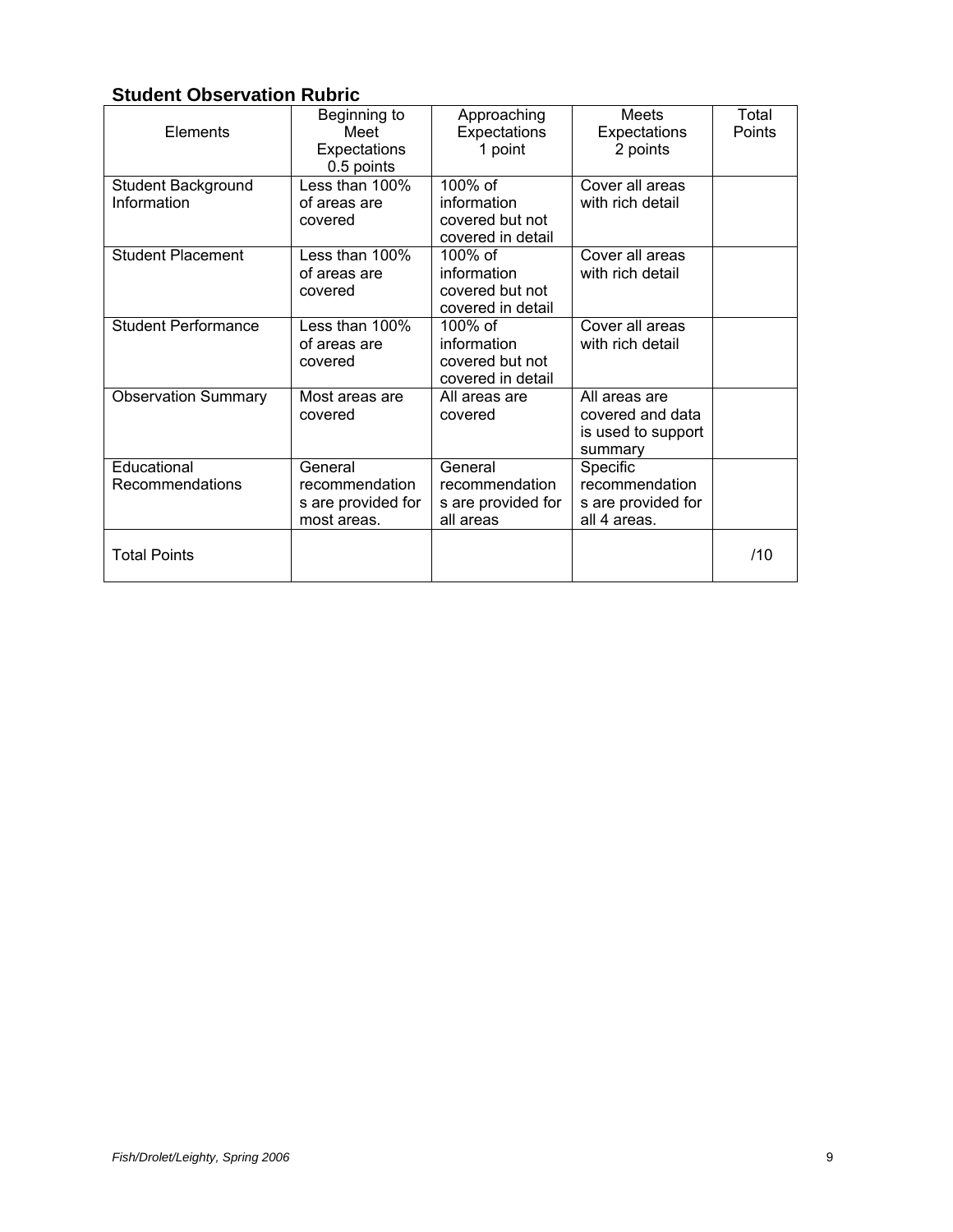### Student Observation Rubric

| Elements | Beginning to Meet Expectations 0.5 points | Approaching Expectations 1 point | Meets Expectations 2 points | Total Points |
| --- | --- | --- | --- | --- |
| Student Background Information | Less than 100% of areas are covered | 100% of information covered but not covered in detail | Cover all areas with rich detail | |
| Student Placement | Less than 100% of areas are covered | 100% of information covered but not covered in detail | Cover all areas with rich detail | |
| Student Performance | Less than 100% of areas are covered | 100% of information covered but not covered in detail | Cover all areas with rich detail | |
| Observation Summary | Most areas are covered | All areas are covered | All areas are covered and data is used to support summary | |
| Educational Recommendations | General recommendations are provided for most areas. | General recommendations are provided for all areas | Specific recommendations are provided for all 4 areas. | |
| Total Points | | | | /10 |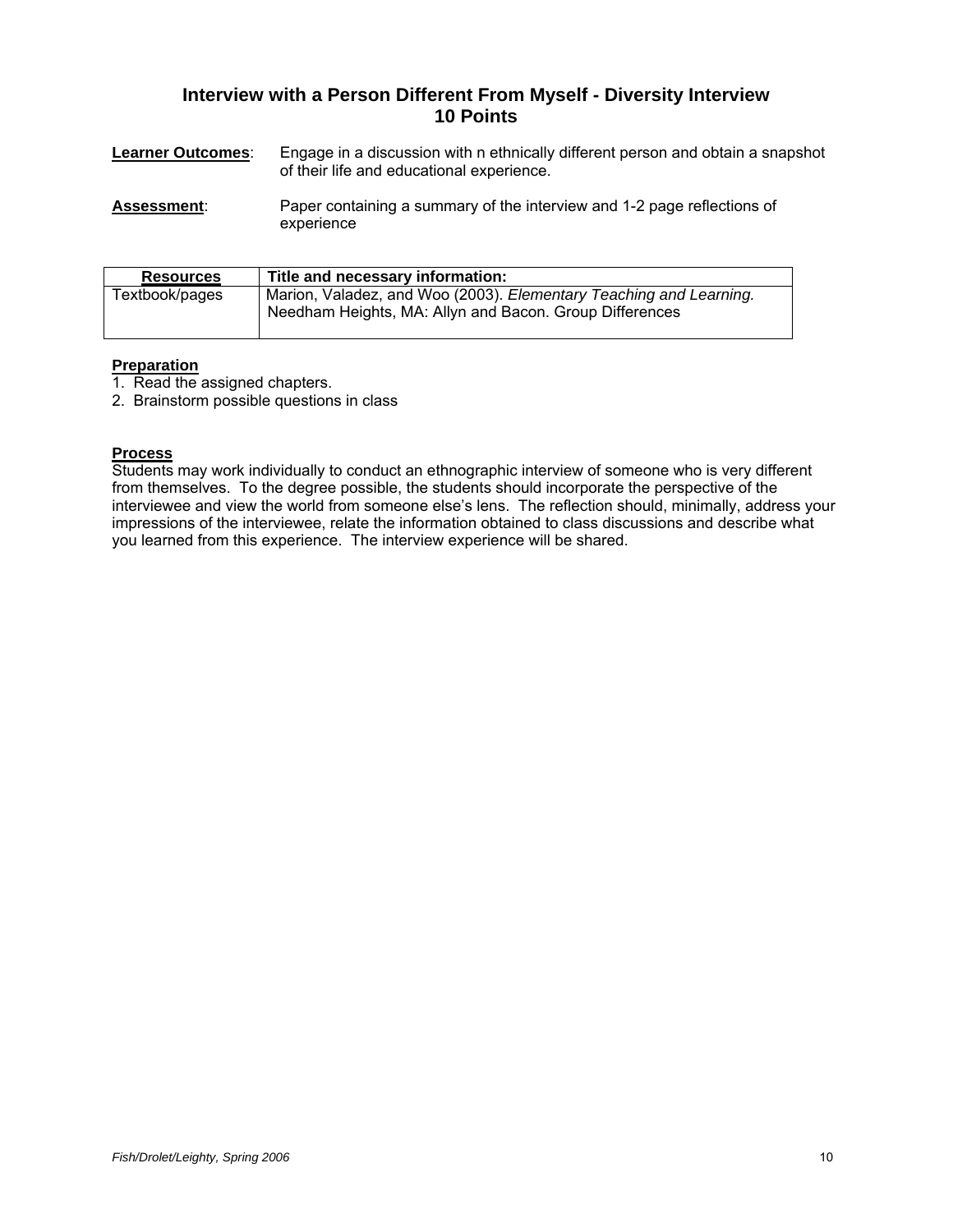## Interview with a Person Different From Myself - Diversity Interview
## 10 Points

**Learner Outcomes**: Engage in a discussion with n ethnically different person and obtain a snapshot of their life and educational experience.

**Assessment**: Paper containing a summary of the interview and 1-2 page reflections of experience

| Resources | Title and necessary information: |
|---|---|
| Textbook/pages | Marion, Valadez, and Woo (2003). *Elementary Teaching and Learning.* Needham Heights, MA: Allyn and Bacon. Group Differences |

**Preparation**

1. Read the assigned chapters.
2. Brainstorm possible questions in class

**Process**

Students may work individually to conduct an ethnographic interview of someone who is very different from themselves. To the degree possible, the students should incorporate the perspective of the interviewee and view the world from someone else's lens. The reflection should, minimally, address your impressions of the interviewee, relate the information obtained to class discussions and describe what you learned from this experience. The interview experience will be shared.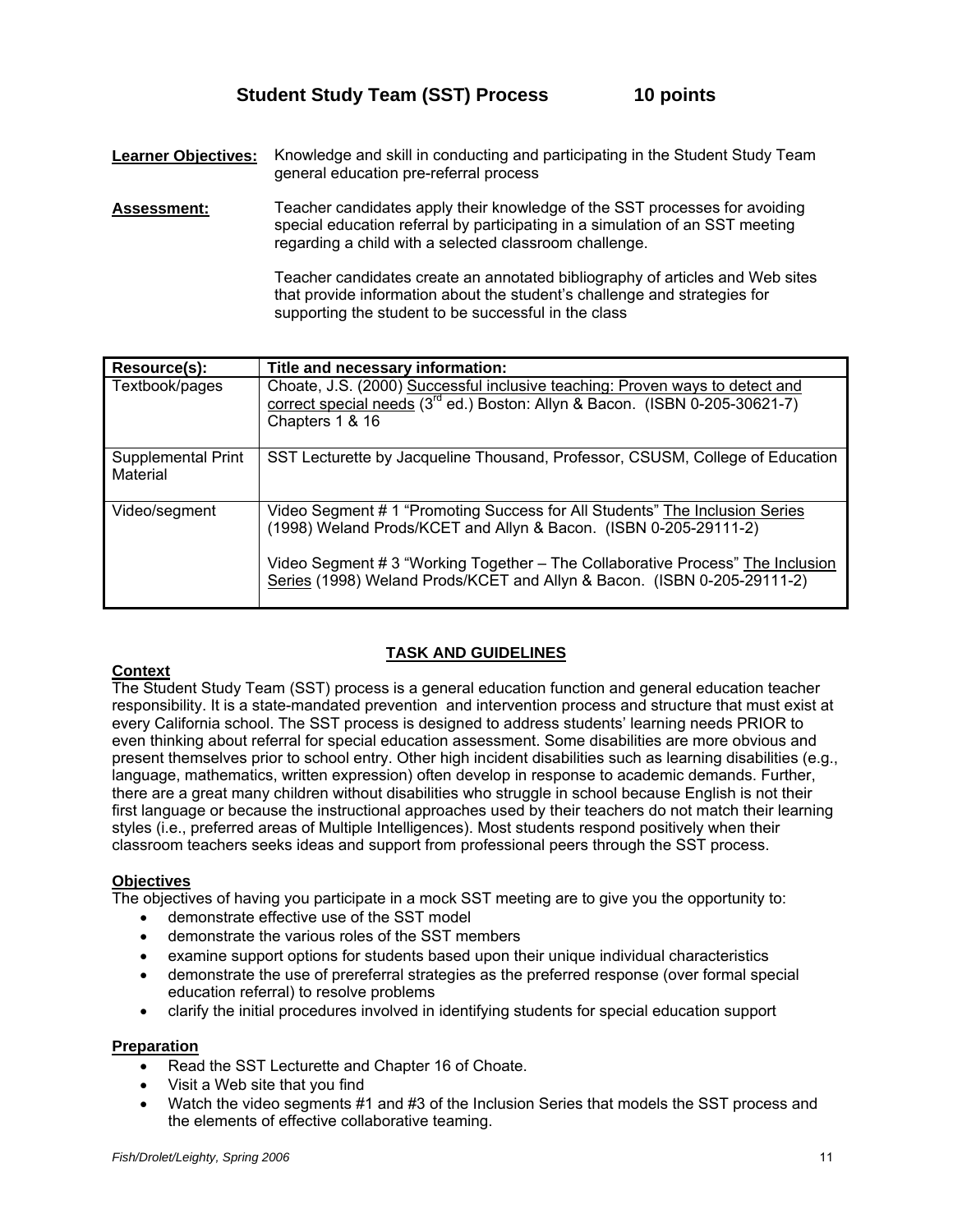## Student Study Team (SST) Process 10 points

**Learner Objectives:** Knowledge and skill in conducting and participating in the Student Study Team general education pre-referral process

**Assessment:** Teacher candidates apply their knowledge of the SST processes for avoiding special education referral by participating in a simulation of an SST meeting regarding a child with a selected classroom challenge.

Teacher candidates create an annotated bibliography of articles and Web sites that provide information about the student's challenge and strategies for supporting the student to be successful in the class

| Resource(s): | Title and necessary information: |
| --- | --- |
| Textbook/pages | Choate, J.S. (2000) Successful inclusive teaching: Proven ways to detect and correct special needs (3rd ed.) Boston: Allyn & Bacon. (ISBN 0-205-30621-7) Chapters 1 & 16 |
| Supplemental Print Material | SST Lecturette by Jacqueline Thousand, Professor, CSUSM, College of Education |
| Video/segment | Video Segment # 1 "Promoting Success for All Students" The Inclusion Series (1998) Weland Prods/KCET and Allyn & Bacon. (ISBN 0-205-29111-2)<br><br>Video Segment # 3 "Working Together – The Collaborative Process" The Inclusion Series (1998) Weland Prods/KCET and Allyn & Bacon. (ISBN 0-205-29111-2) |

### TASK AND GUIDELINES

**Context**

The Student Study Team (SST) process is a general education function and general education teacher responsibility. It is a state-mandated prevention and intervention process and structure that must exist at every California school. The SST process is designed to address students' learning needs PRIOR to even thinking about referral for special education assessment. Some disabilities are more obvious and present themselves prior to school entry. Other high incident disabilities such as learning disabilities (e.g., language, mathematics, written expression) often develop in response to academic demands. Further, there are a great many children without disabilities who struggle in school because English is not their first language or because the instructional approaches used by their teachers do not match their learning styles (i.e., preferred areas of Multiple Intelligences). Most students respond positively when their classroom teachers seeks ideas and support from professional peers through the SST process.

**Objectives**

The objectives of having you participate in a mock SST meeting are to give you the opportunity to:

- demonstrate effective use of the SST model
- demonstrate the various roles of the SST members
- examine support options for students based upon their unique individual characteristics
- demonstrate the use of prereferral strategies as the preferred response (over formal special education referral) to resolve problems
- clarify the initial procedures involved in identifying students for special education support

**Preparation**

- Read the SST Lecturette and Chapter 16 of Choate.
- Visit a Web site that you find
- Watch the video segments #1 and #3 of the Inclusion Series that models the SST process and the elements of effective collaborative teaming.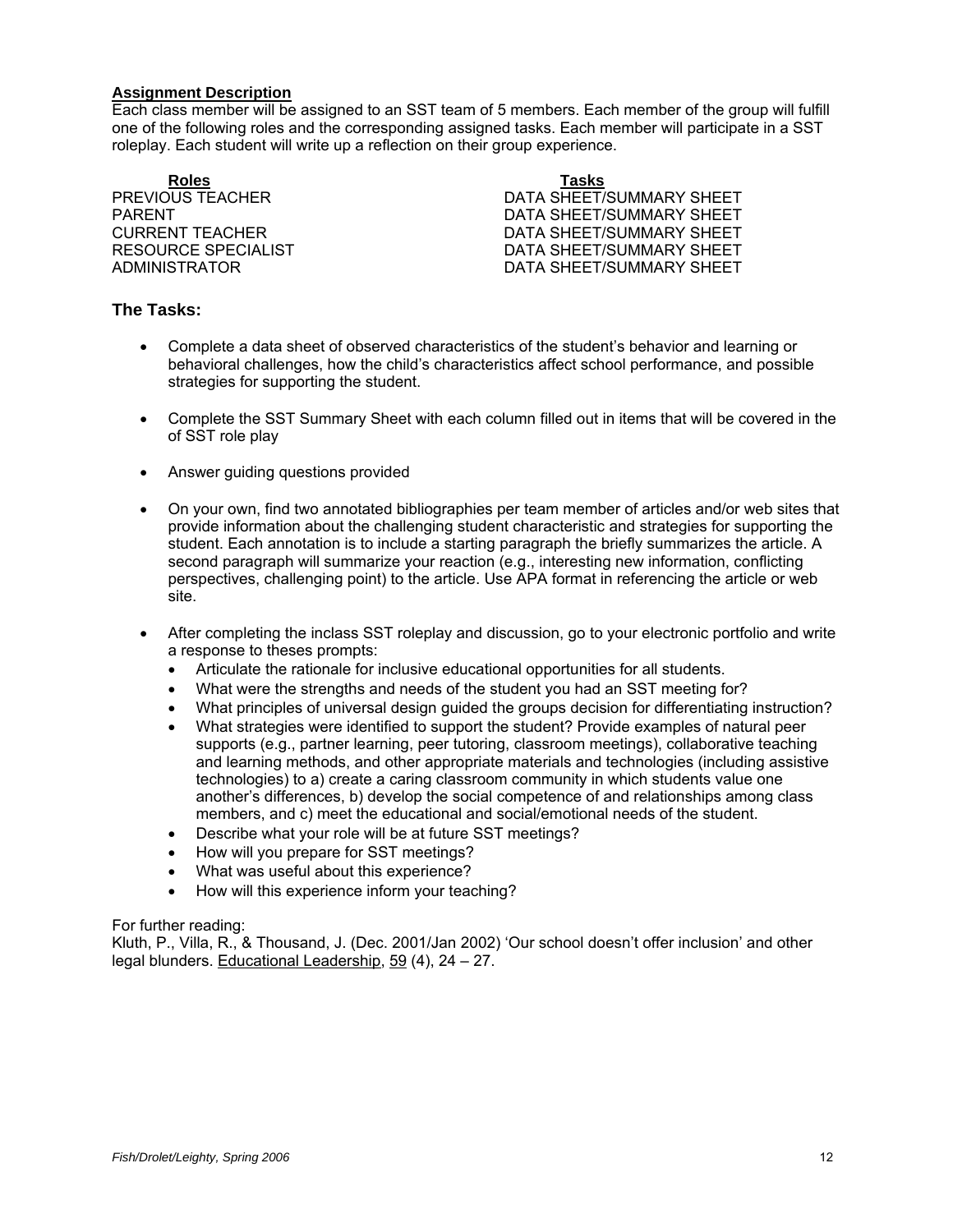### Assignment Description

Each class member will be assigned to an SST team of 5 members. Each member of the group will fulfill one of the following roles and the corresponding assigned tasks. Each member will participate in a SST roleplay. Each student will write up a reflection on their group experience.

| Roles | Tasks |
|---|---|
| PREVIOUS TEACHER | DATA SHEET/SUMMARY SHEET |
| PARENT | DATA SHEET/SUMMARY SHEET |
| CURRENT TEACHER | DATA SHEET/SUMMARY SHEET |
| RESOURCE SPECIALIST | DATA SHEET/SUMMARY SHEET |
| ADMINISTRATOR | DATA SHEET/SUMMARY SHEET |

## The Tasks:

- Complete a data sheet of observed characteristics of the student's behavior and learning or behavioral challenges, how the child's characteristics affect school performance, and possible strategies for supporting the student.

- Complete the SST Summary Sheet with each column filled out in items that will be covered in the of SST role play

- Answer guiding questions provided

- On your own, find two annotated bibliographies per team member of articles and/or web sites that provide information about the challenging student characteristic and strategies for supporting the student. Each annotation is to include a starting paragraph the briefly summarizes the article. A second paragraph will summarize your reaction (e.g., interesting new information, conflicting perspectives, challenging point) to the article. Use APA format in referencing the article or web site.

- After completing the inclass SST roleplay and discussion, go to your electronic portfolio and write a response to theses prompts:
  - Articulate the rationale for inclusive educational opportunities for all students.
  - What were the strengths and needs of the student you had an SST meeting for?
  - What principles of universal design guided the groups decision for differentiating instruction?
  - What strategies were identified to support the student? Provide examples of natural peer supports (e.g., partner learning, peer tutoring, classroom meetings), collaborative teaching and learning methods, and other appropriate materials and technologies (including assistive technologies) to a) create a caring classroom community in which students value one another's differences, b) develop the social competence of and relationships among class members, and c) meet the educational and social/emotional needs of the student.
  - Describe what your role will be at future SST meetings?
  - How will you prepare for SST meetings?
  - What was useful about this experience?
  - How will this experience inform your teaching?

For further reading:
Kluth, P., Villa, R., & Thousand, J. (Dec. 2001/Jan 2002) 'Our school doesn't offer inclusion' and other legal blunders. Educational Leadership, 59 (4), 24 – 27.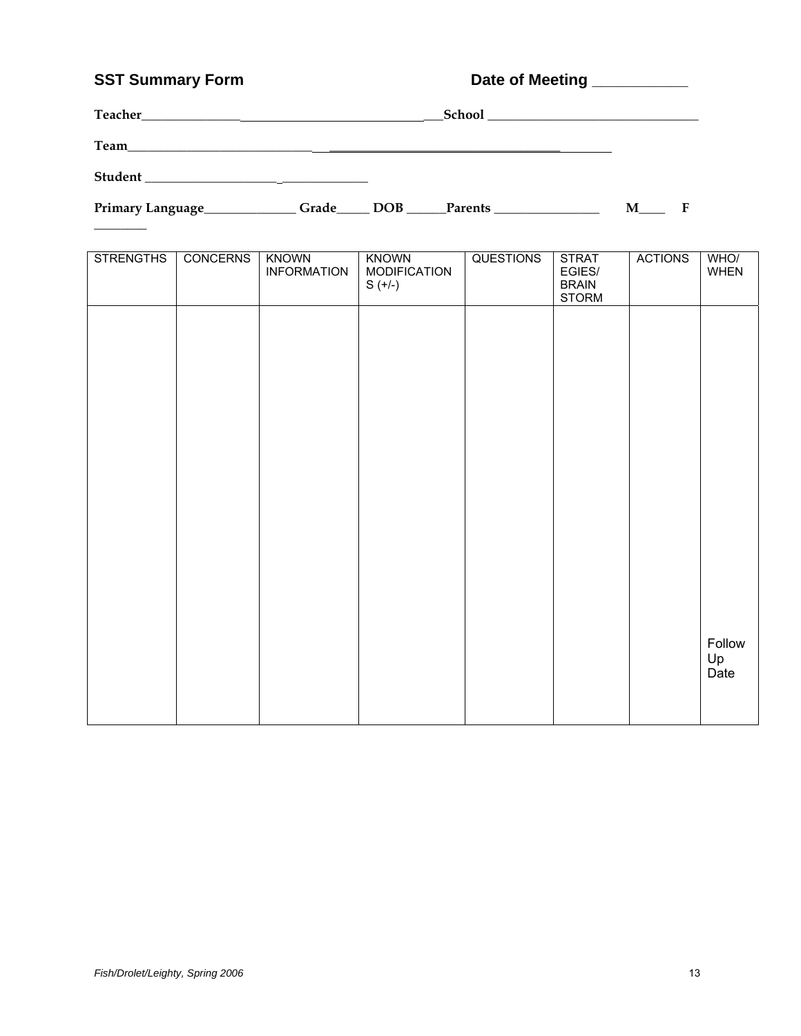**SST Summary Form** **Date of Meeting ___________**

**Teacher**_______________________________________________**School** _______________________________

**Team**________________________________________________________________

**Student** ___________________________________

**Primary Language**______________ **Grade**_____ **DOB** ______**Parents** ________________ **M**____ **F** ________

| STRENGTHS | CONCERNS | KNOWN INFORMATION | KNOWN MODIFICATIONS (+/-) | QUESTIONS | STRATEGIES/ BRAIN STORM | ACTIONS | WHO/ WHEN |
|---|---|---|---|---|---|---|---|
| | | | | | | | Follow Up Date |

*Fish/Drolet/Leighty, Spring 2006*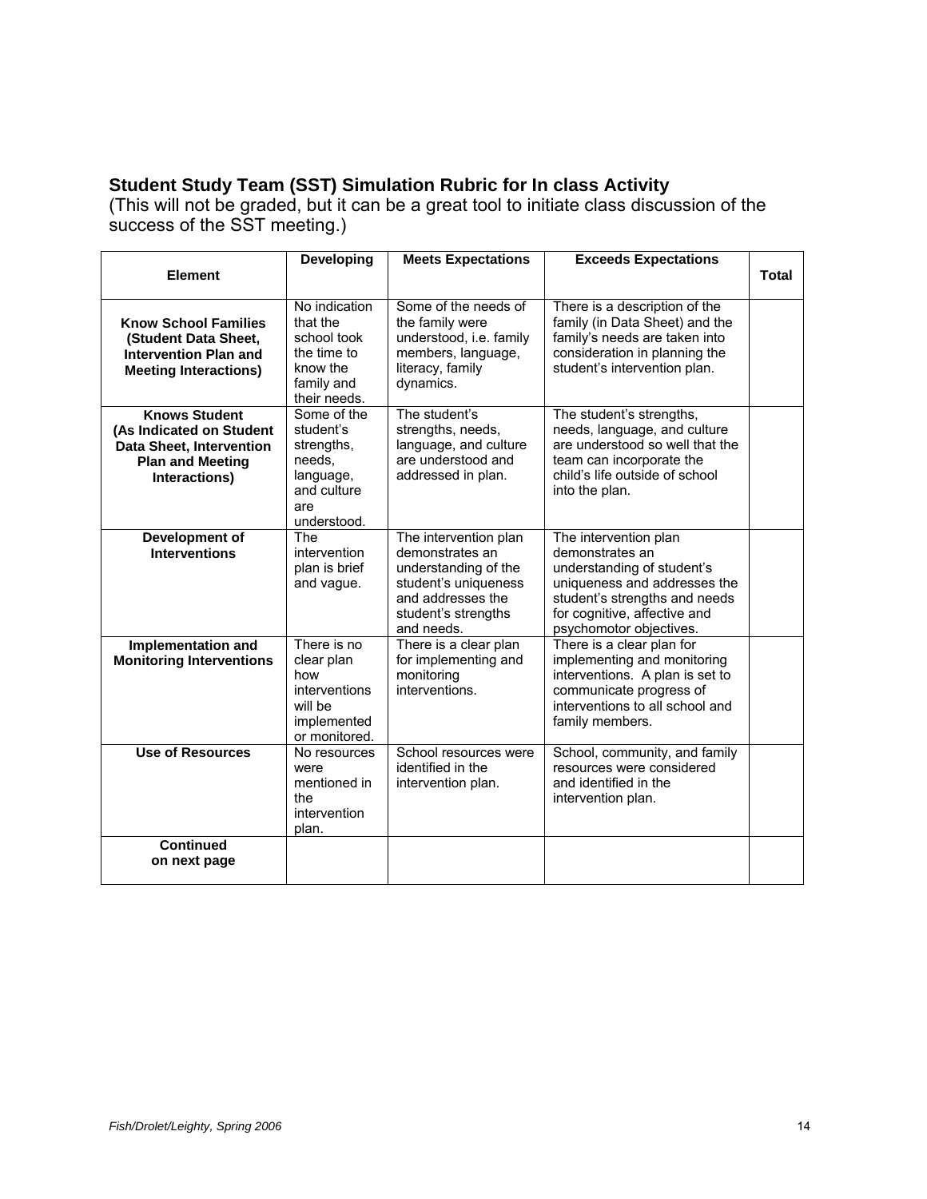### Student Study Team (SST) Simulation Rubric for In class Activity

(This will not be graded, but it can be a great tool to initiate class discussion of the success of the SST meeting.)

| Element | Developing | Meets Expectations | Exceeds Expectations | Total |
|---|---|---|---|---|
| **Know School Families (Student Data Sheet, Intervention Plan and Meeting Interactions)** | No indication that the school took the time to know the family and their needs. | Some of the needs of the family were understood, i.e. family members, language, literacy, family dynamics. | There is a description of the family (in Data Sheet) and the family's needs are taken into consideration in planning the student's intervention plan. | |
| **Knows Student (As Indicated on Student Data Sheet, Intervention Plan and Meeting Interactions)** | Some of the student's strengths, needs, language, and culture are understood. | The student's strengths, needs, language, and culture are understood and addressed in plan. | The student's strengths, needs, language, and culture are understood so well that the team can incorporate the child's life outside of school into the plan. | |
| **Development of Interventions** | The intervention plan is brief and vague. | The intervention plan demonstrates an understanding of the student's uniqueness and addresses the student's strengths and needs. | The intervention plan demonstrates an understanding of student's uniqueness and addresses the student's strengths and needs for cognitive, affective and psychomotor objectives. | |
| **Implementation and Monitoring Interventions** | There is no clear plan how interventions will be implemented or monitored. | There is a clear plan for implementing and monitoring interventions. | There is a clear plan for implementing and monitoring interventions. A plan is set to communicate progress of interventions to all school and family members. | |
| **Use of Resources** | No resources were mentioned in the intervention plan. | School resources were identified in the intervention plan. | School, community, and family resources were considered and identified in the intervention plan. | |
| **Continued on next page** | | | | |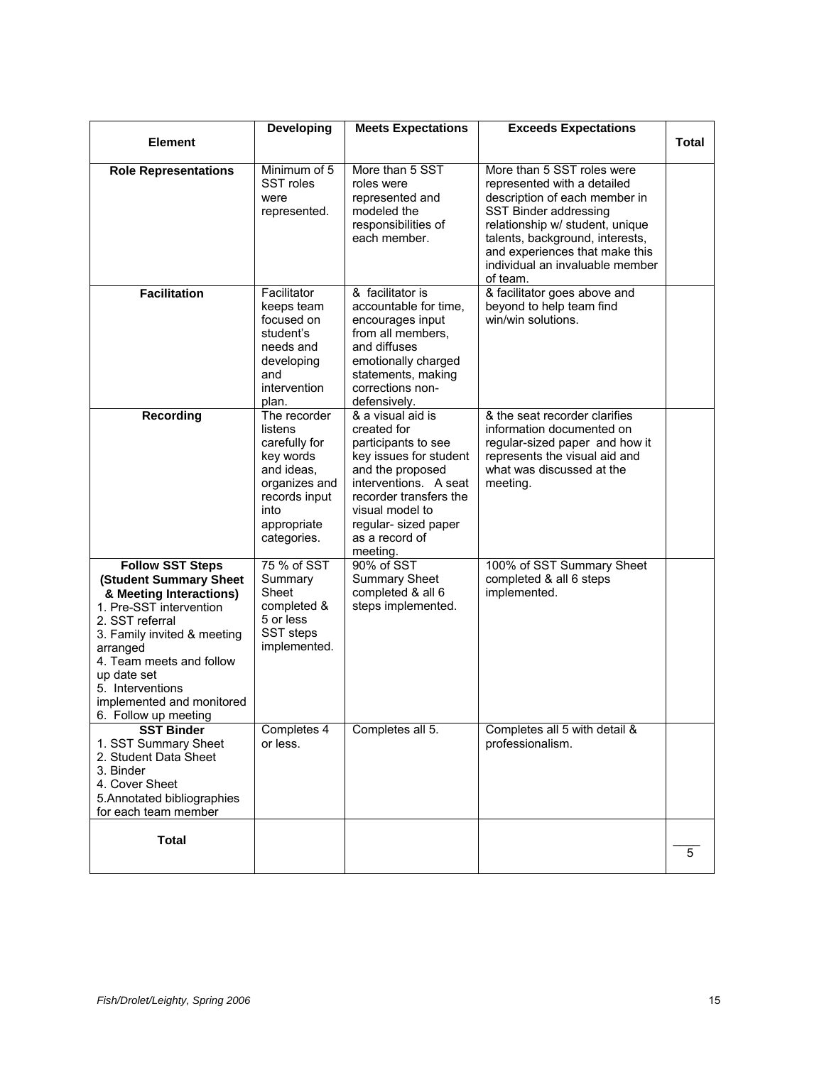| Element | Developing | Meets Expectations | Exceeds Expectations | Total |
|---|---|---|---|---|
| **Role Representations** | Minimum of 5 SST roles were represented. | More than 5 SST roles were represented and modeled the responsibilities of each member. | More than 5 SST roles were represented with a detailed description of each member in SST Binder addressing relationship w/ student, unique talents, background, interests, and experiences that make this individual an invaluable member of team. | |
| **Facilitation** | Facilitator keeps team focused on student's needs and developing and intervention plan. | & facilitator is accountable for time, encourages input from all members, and diffuses emotionally charged statements, making corrections non-defensively. | & facilitator goes above and beyond to help team find win/win solutions. | |
| **Recording** | The recorder listens carefully for key words and ideas, organizes and records input into appropriate categories. | & a visual aid is created for participants to see key issues for student and the proposed interventions. A seat recorder transfers the visual model to regular- sized paper as a record of meeting. | & the seat recorder clarifies information documented on regular-sized paper and how it represents the visual aid and what was discussed at the meeting. | |
| **Follow SST Steps (Student Summary Sheet & Meeting Interactions)**<br>1. Pre-SST intervention<br>2. SST referral<br>3. Family invited & meeting arranged<br>4. Team meets and follow up date set<br>5. Interventions implemented and monitored<br>6. Follow up meeting | 75 % of SST Summary Sheet completed & 5 or less SST steps implemented. | 90% of SST Summary Sheet completed & all 6 steps implemented. | 100% of SST Summary Sheet completed & all 6 steps implemented. | |
| **SST Binder**<br>1. SST Summary Sheet<br>2. Student Data Sheet<br>3. Binder<br>4. Cover Sheet<br>5.Annotated bibliographies for each team member | Completes 4 or less. | Completes all 5. | Completes all 5 with detail & professionalism. | |
| **Total** | | | | ____<br>5 |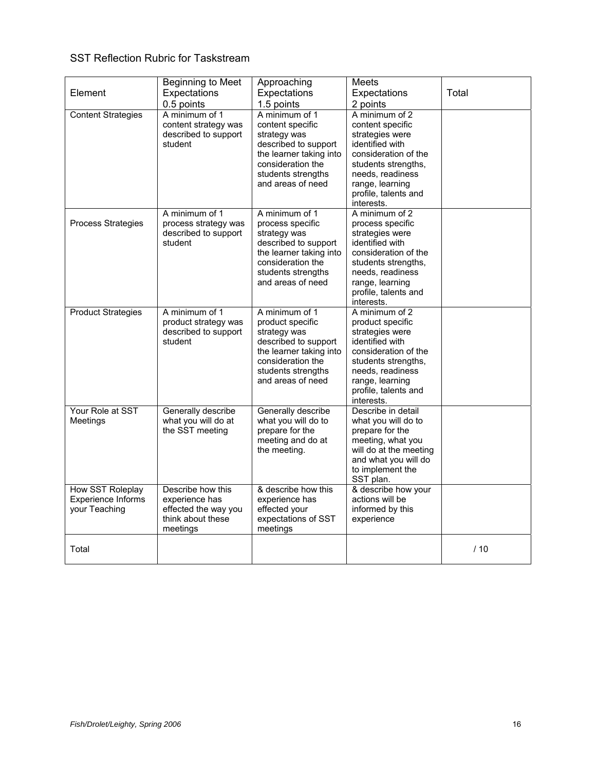SST Reflection Rubric for Taskstream

| Element | Beginning to Meet Expectations 0.5 points | Approaching Expectations 1.5 points | Meets Expectations 2 points | Total |
|---|---|---|---|---|
| Content Strategies | A minimum of 1 content strategy was described to support student | A minimum of 1 content specific strategy was described to support the learner taking into consideration the students strengths and areas of need | A minimum of 2 content specific strategies were identified with consideration of the students strengths, needs, readiness range, learning profile, talents and interests. | |
| Process Strategies | A minimum of 1 process strategy was described to support student | A minimum of 1 process specific strategy was described to support the learner taking into consideration the students strengths and areas of need | A minimum of 2 process specific strategies were identified with consideration of the students strengths, needs, readiness range, learning profile, talents and interests. | |
| Product Strategies | A minimum of 1 product strategy was described to support student | A minimum of 1 product specific strategy was described to support the learner taking into consideration the students strengths and areas of need | A minimum of 2 product specific strategies were identified with consideration of the students strengths, needs, readiness range, learning profile, talents and interests. | |
| Your Role at SST Meetings | Generally describe what you will do at the SST meeting | Generally describe what you will do to prepare for the meeting and do at the meeting. | Describe in detail what you will do to prepare for the meeting, what you will do at the meeting and what you will do to implement the SST plan. | |
| How SST Roleplay Experience Informs your Teaching | Describe how this experience has effected the way you think about these meetings | & describe how this experience has effected your expectations of SST meetings | & describe how your actions will be informed by this experience | |
| Total | | | | / 10 |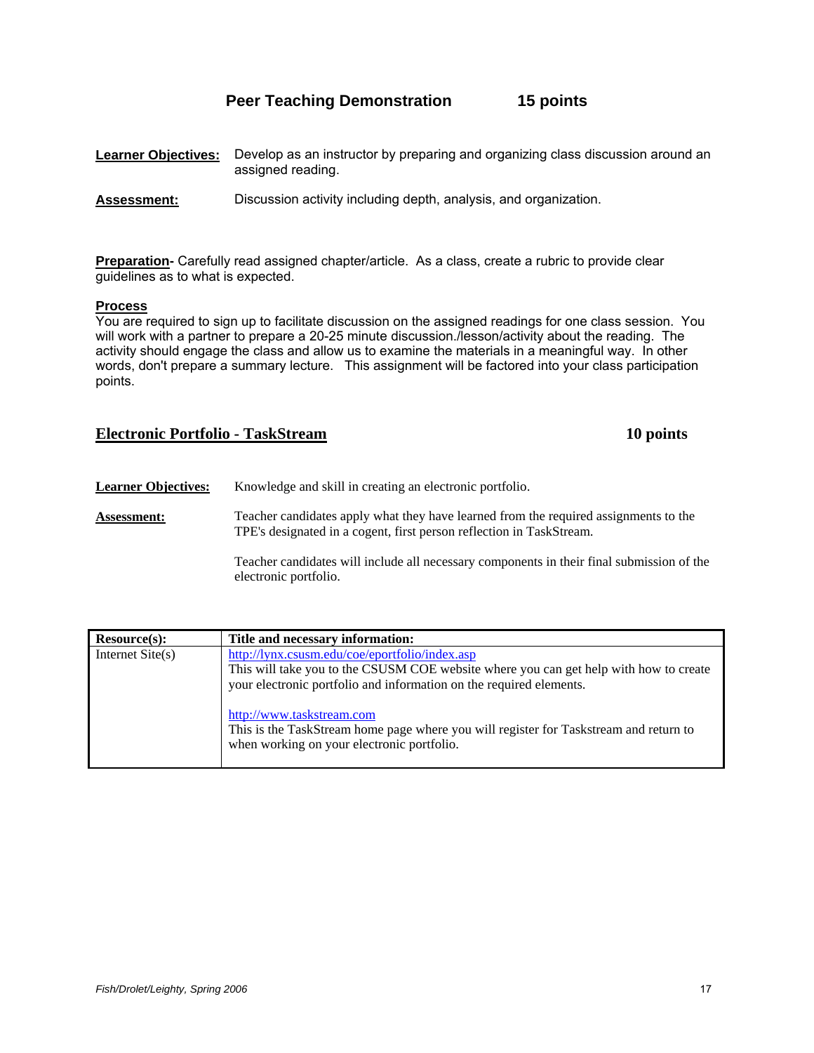## Peer Teaching Demonstration 15 points

**Learner Objectives:** Develop as an instructor by preparing and organizing class discussion around an assigned reading.

**Assessment:** Discussion activity including depth, analysis, and organization.

**Preparation-** Carefully read assigned chapter/article. As a class, create a rubric to provide clear guidelines as to what is expected.

**Process**
You are required to sign up to facilitate discussion on the assigned readings for one class session. You will work with a partner to prepare a 20-25 minute discussion./lesson/activity about the reading. The activity should engage the class and allow us to examine the materials in a meaningful way. In other words, don't prepare a summary lecture. This assignment will be factored into your class participation points.

## Electronic Portfolio - TaskStream 10 points

**Learner Objectives:** Knowledge and skill in creating an electronic portfolio.

**Assessment:** Teacher candidates apply what they have learned from the required assignments to the TPE's designated in a cogent, first person reflection in TaskStream.

Teacher candidates will include all necessary components in their final submission of the electronic portfolio.

| Resource(s): | Title and necessary information: |
|---|---|
| Internet Site(s) | http://lynx.csusm.edu/coe/eportfolio/index.asp<br>This will take you to the CSUSM COE website where you can get help with how to create your electronic portfolio and information on the required elements.<br><br>http://www.taskstream.com<br>This is the TaskStream home page where you will register for Taskstream and return to when working on your electronic portfolio. |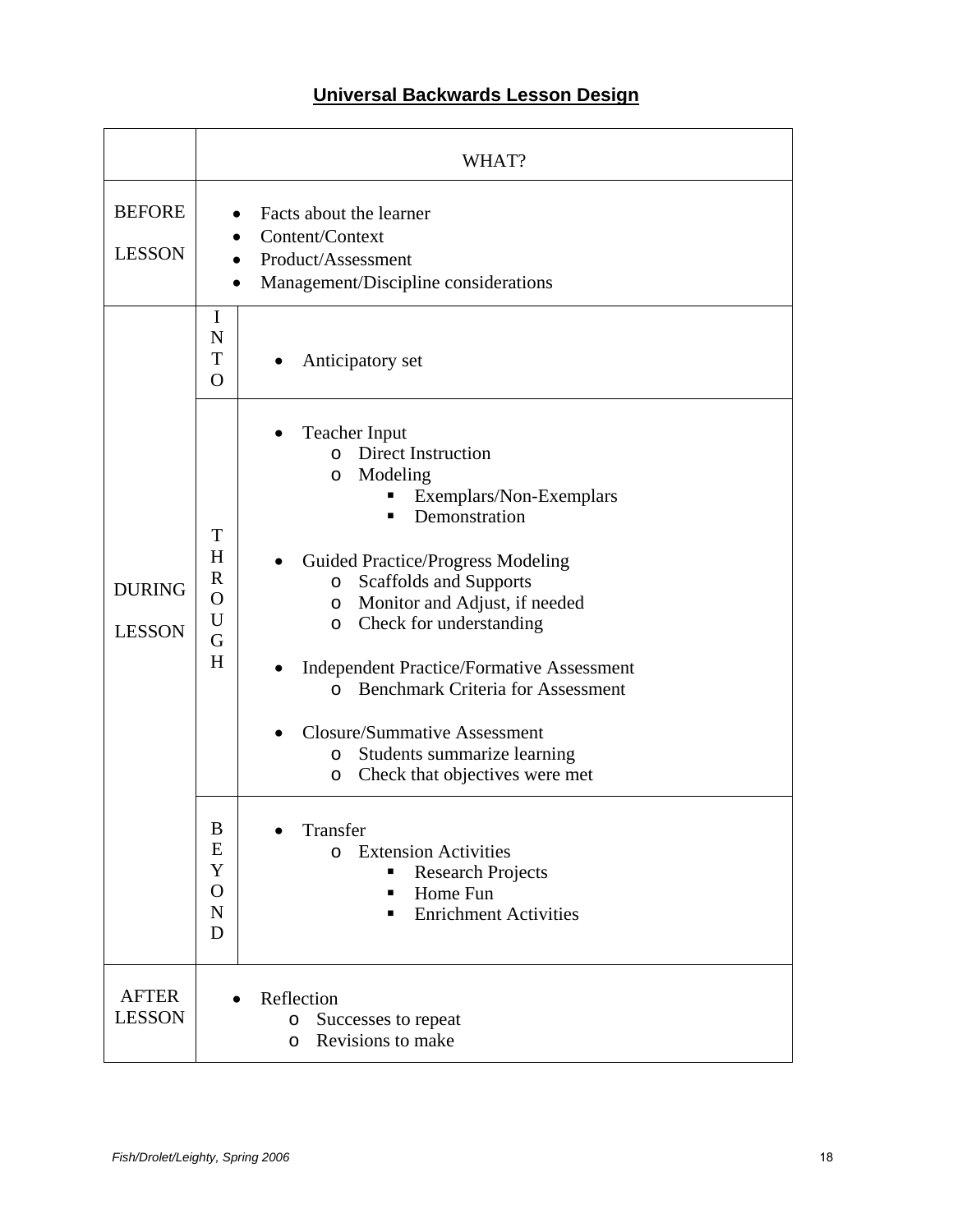# Universal Backwards Lesson Design

| | | WHAT? |
|---|---|---|
| BEFORE LESSON | | • Facts about the learner<br>• Content/Context<br>• Product/Assessment<br>• Management/Discipline considerations |
| DURING LESSON | INTO | • Anticipatory set |
| | THROUGH | • Teacher Input<br>  o Direct Instruction<br>  o Modeling<br>    ▪ Exemplars/Non-Exemplars<br>    ▪ Demonstration<br><br>• Guided Practice/Progress Modeling<br>  o Scaffolds and Supports<br>  o Monitor and Adjust, if needed<br>  o Check for understanding<br><br>• Independent Practice/Formative Assessment<br>  o Benchmark Criteria for Assessment<br><br>• Closure/Summative Assessment<br>  o Students summarize learning<br>  o Check that objectives were met |
| | BEYOND | • Transfer<br>  o Extension Activities<br>    ▪ Research Projects<br>    ▪ Home Fun<br>    ▪ Enrichment Activities |
| AFTER LESSON | | • Reflection<br>  o Successes to repeat<br>  o Revisions to make |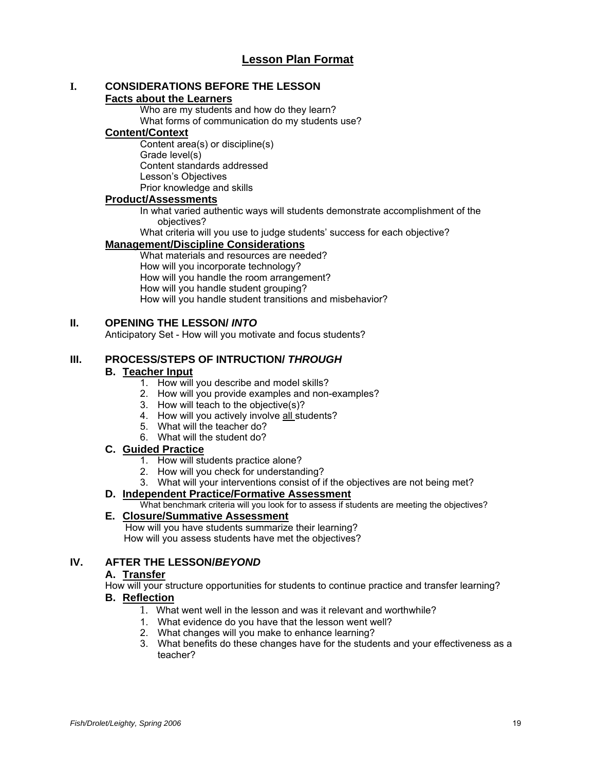# Lesson Plan Format

## I. CONSIDERATIONS BEFORE THE LESSON

### Facts about the Learners

Who are my students and how do they learn?
What forms of communication do my students use?

### Content/Context

Content area(s) or discipline(s)
Grade level(s)
Content standards addressed
Lesson's Objectives
Prior knowledge and skills

### Product/Assessments

In what varied authentic ways will students demonstrate accomplishment of the objectives?
What criteria will you use to judge students' success for each objective?

### Management/Discipline Considerations

What materials and resources are needed?
How will you incorporate technology?
How will you handle the room arrangement?
How will you handle student grouping?
How will you handle student transitions and misbehavior?

## II. OPENING THE LESSON/ *INTO*

Anticipatory Set - How will you motivate and focus students?

## III. PROCESS/STEPS OF INTRUCTION/ *THROUGH*

### B. Teacher Input

1. How will you describe and model skills?
2. How will you provide examples and non-examples?
3. How will teach to the objective(s)?
4. How will you actively involve all students?
5. What will the teacher do?
6. What will the student do?

### C. Guided Practice

1. How will students practice alone?
2. How will you check for understanding?
3. What will your interventions consist of if the objectives are not being met?

### D. Independent Practice/Formative Assessment

What benchmark criteria will you look for to assess if students are meeting the objectives?

### E. Closure/Summative Assessment

How will you have students summarize their learning?
How will you assess students have met the objectives?

## IV. AFTER THE LESSON/*BEYOND*

### A. Transfer

How will your structure opportunities for students to continue practice and transfer learning?

### B. Reflection

1. What went well in the lesson and was it relevant and worthwhile?
1. What evidence do you have that the lesson went well?
2. What changes will you make to enhance learning?
3. What benefits do these changes have for the students and your effectiveness as a teacher?